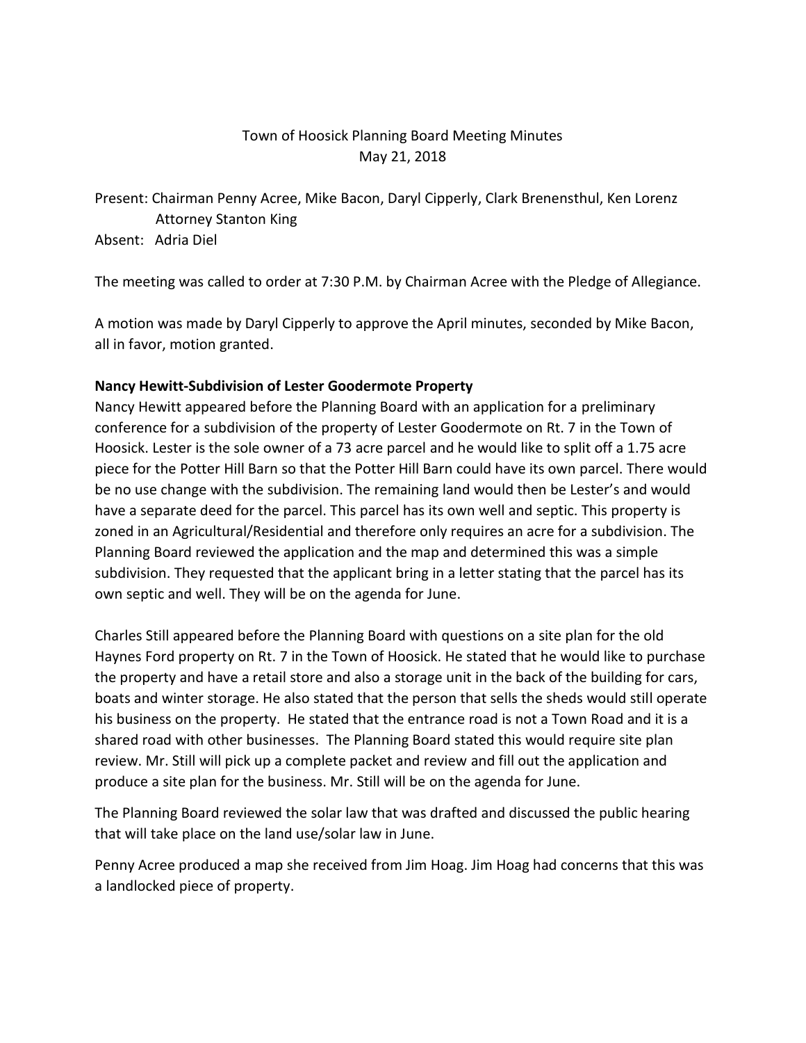Town of Hoosick Planning Board Meeting Minutes
May 21, 2018

Present: Chairman Penny Acree, Mike Bacon, Daryl Cipperly, Clark Brenensthul, Ken Lorenz
Attorney Stanton King
Absent: Adria Diel

The meeting was called to order at 7:30 P.M. by Chairman Acree with the Pledge of Allegiance.

A motion was made by Daryl Cipperly to approve the April minutes, seconded by Mike Bacon, all in favor, motion granted.

**Nancy Hewitt-Subdivision of Lester Goodermote Property**

Nancy Hewitt appeared before the Planning Board with an application for a preliminary conference for a subdivision of the property of Lester Goodermote on Rt. 7 in the Town of Hoosick. Lester is the sole owner of a 73 acre parcel and he would like to split off a 1.75 acre piece for the Potter Hill Barn so that the Potter Hill Barn could have its own parcel. There would be no use change with the subdivision. The remaining land would then be Lester's and would have a separate deed for the parcel. This parcel has its own well and septic. This property is zoned in an Agricultural/Residential and therefore only requires an acre for a subdivision. The Planning Board reviewed the application and the map and determined this was a simple subdivision. They requested that the applicant bring in a letter stating that the parcel has its own septic and well. They will be on the agenda for June.

Charles Still appeared before the Planning Board with questions on a site plan for the old Haynes Ford property on Rt. 7 in the Town of Hoosick. He stated that he would like to purchase the property and have a retail store and also a storage unit in the back of the building for cars, boats and winter storage. He also stated that the person that sells the sheds would still operate his business on the property. He stated that the entrance road is not a Town Road and it is a shared road with other businesses. The Planning Board stated this would require site plan review. Mr. Still will pick up a complete packet and review and fill out the application and produce a site plan for the business. Mr. Still will be on the agenda for June.

The Planning Board reviewed the solar law that was drafted and discussed the public hearing that will take place on the land use/solar law in June.

Penny Acree produced a map she received from Jim Hoag. Jim Hoag had concerns that this was a landlocked piece of property.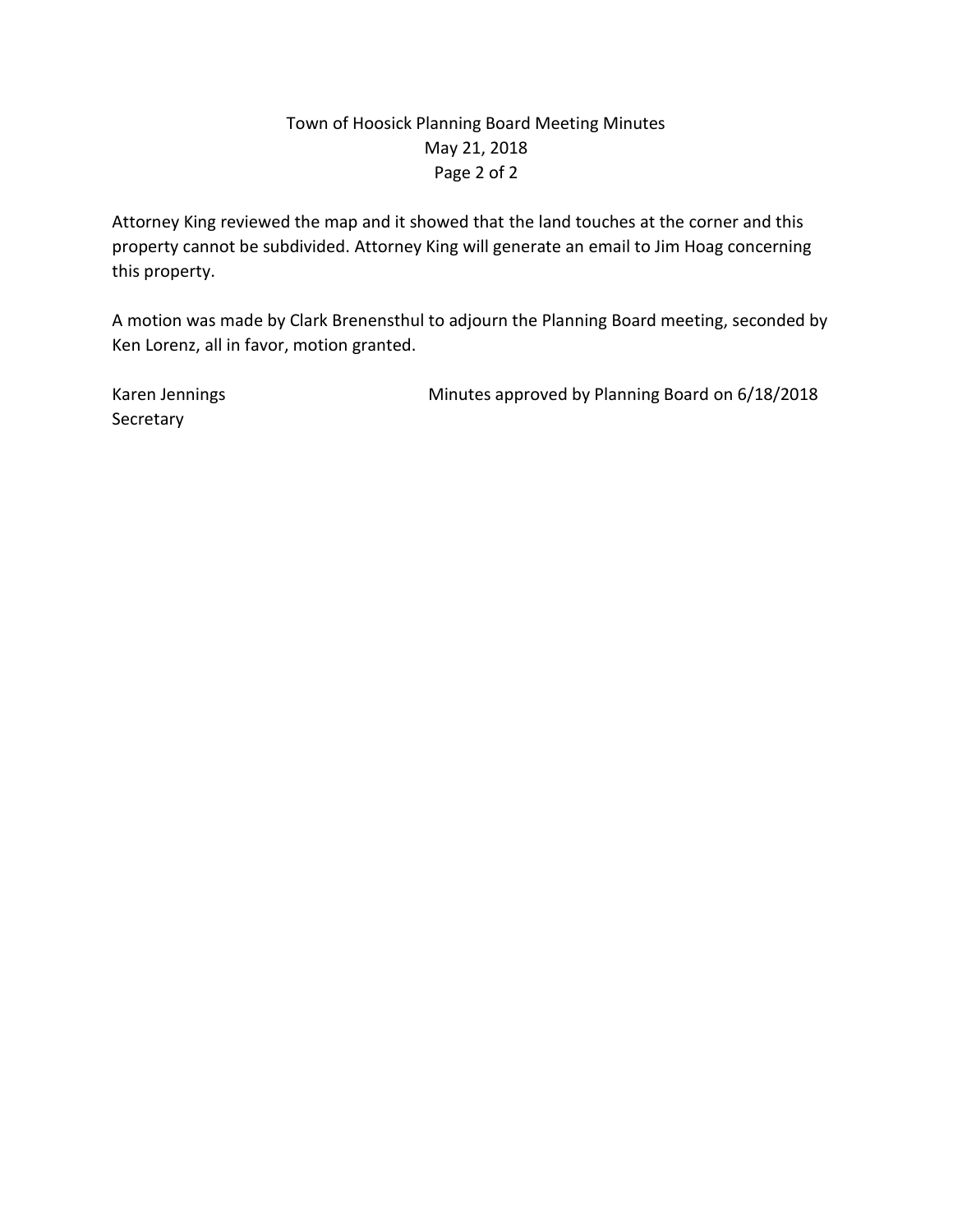Attorney King reviewed the map and it showed that the land touches at the corner and this property cannot be subdivided. Attorney King will generate an email to Jim Hoag concerning this property.

A motion was made by Clark Brenensthul to adjourn the Planning Board meeting, seconded by Ken Lorenz, all in favor, motion granted.

Karen Jennings
Secretary

Minutes approved by Planning Board on 6/18/2018